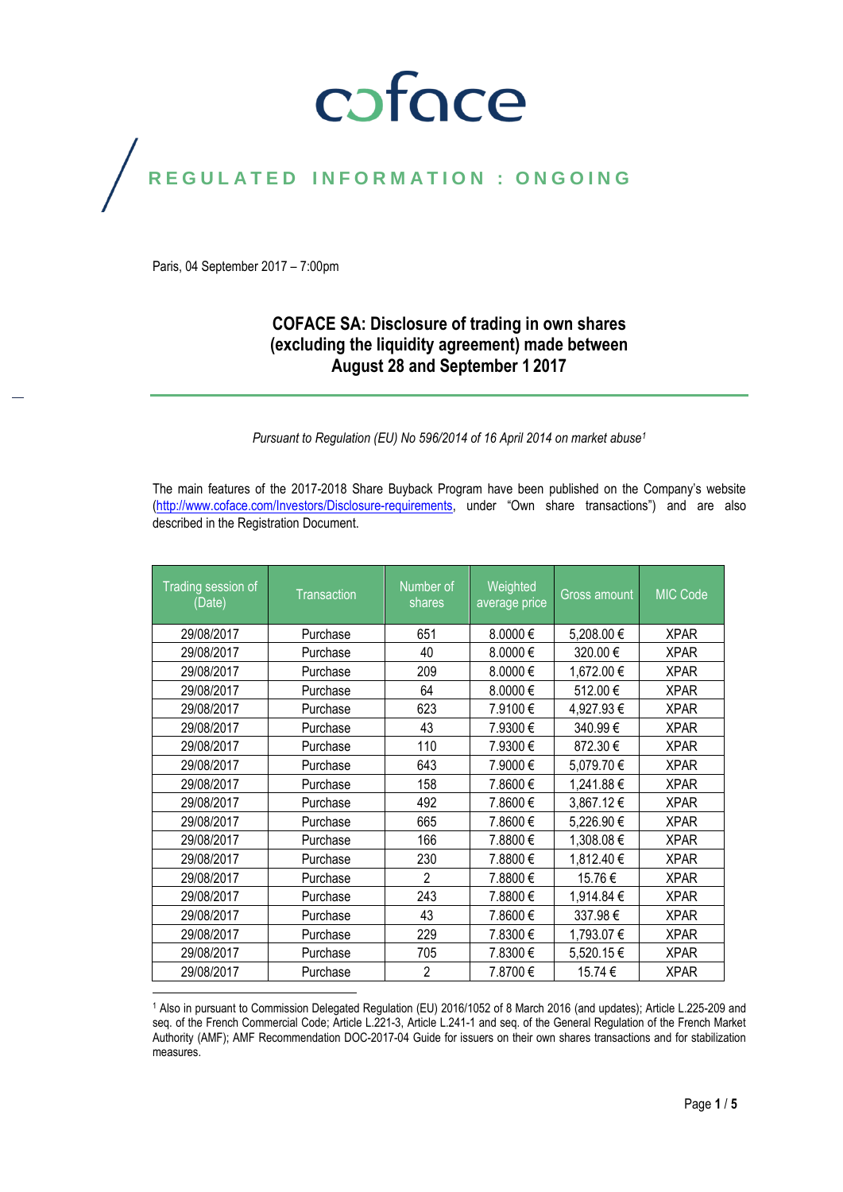coface

REGULATED INFORMATION : ONGOING

Paris, 04 September 2017 – 7:00pm

# COFACE SA: Disclosure of trading in own shares (excluding the liquidity agreement) made between August 28 and September 1 2017

*Pursuant to Regulation (EU) No 596/2014 of 16 April 2014 on market abuse[1]*

The main features of the 2017-2018 Share Buyback Program have been published on the Company's website (http://www.coface.com/Investors/Disclosure-requirements, under "Own share transactions") and are also described in the Registration Document.

| Trading session of (Date) | Transaction | Number of shares | Weighted average price | Gross amount | MIC Code |
|---|---|---|---|---|---|
| 29/08/2017 | Purchase | 651 | 8.0000 € | 5,208.00 € | XPAR |
| 29/08/2017 | Purchase | 40 | 8.0000 € | 320.00 € | XPAR |
| 29/08/2017 | Purchase | 209 | 8.0000 € | 1,672.00 € | XPAR |
| 29/08/2017 | Purchase | 64 | 8.0000 € | 512.00 € | XPAR |
| 29/08/2017 | Purchase | 623 | 7.9100 € | 4,927.93 € | XPAR |
| 29/08/2017 | Purchase | 43 | 7.9300 € | 340.99 € | XPAR |
| 29/08/2017 | Purchase | 110 | 7.9300 € | 872.30 € | XPAR |
| 29/08/2017 | Purchase | 643 | 7.9000 € | 5,079.70 € | XPAR |
| 29/08/2017 | Purchase | 158 | 7.8600 € | 1,241.88 € | XPAR |
| 29/08/2017 | Purchase | 492 | 7.8600 € | 3,867.12 € | XPAR |
| 29/08/2017 | Purchase | 665 | 7.8600 € | 5,226.90 € | XPAR |
| 29/08/2017 | Purchase | 166 | 7.8800 € | 1,308.08 € | XPAR |
| 29/08/2017 | Purchase | 230 | 7.8800 € | 1,812.40 € | XPAR |
| 29/08/2017 | Purchase | 2 | 7.8800 € | 15.76 € | XPAR |
| 29/08/2017 | Purchase | 243 | 7.8800 € | 1,914.84 € | XPAR |
| 29/08/2017 | Purchase | 43 | 7.8600 € | 337.98 € | XPAR |
| 29/08/2017 | Purchase | 229 | 7.8300 € | 1,793.07 € | XPAR |
| 29/08/2017 | Purchase | 705 | 7.8300 € | 5,520.15 € | XPAR |
| 29/08/2017 | Purchase | 2 | 7.8700 € | 15.74 € | XPAR |

[1] Also in pursuant to Commission Delegated Regulation (EU) 2016/1052 of 8 March 2016 (and updates); Article L.225-209 and seq. of the French Commercial Code; Article L.221-3, Article L.241-1 and seq. of the General Regulation of the French Market Authority (AMF); AMF Recommendation DOC-2017-04 Guide for issuers on their own shares transactions and for stabilization measures.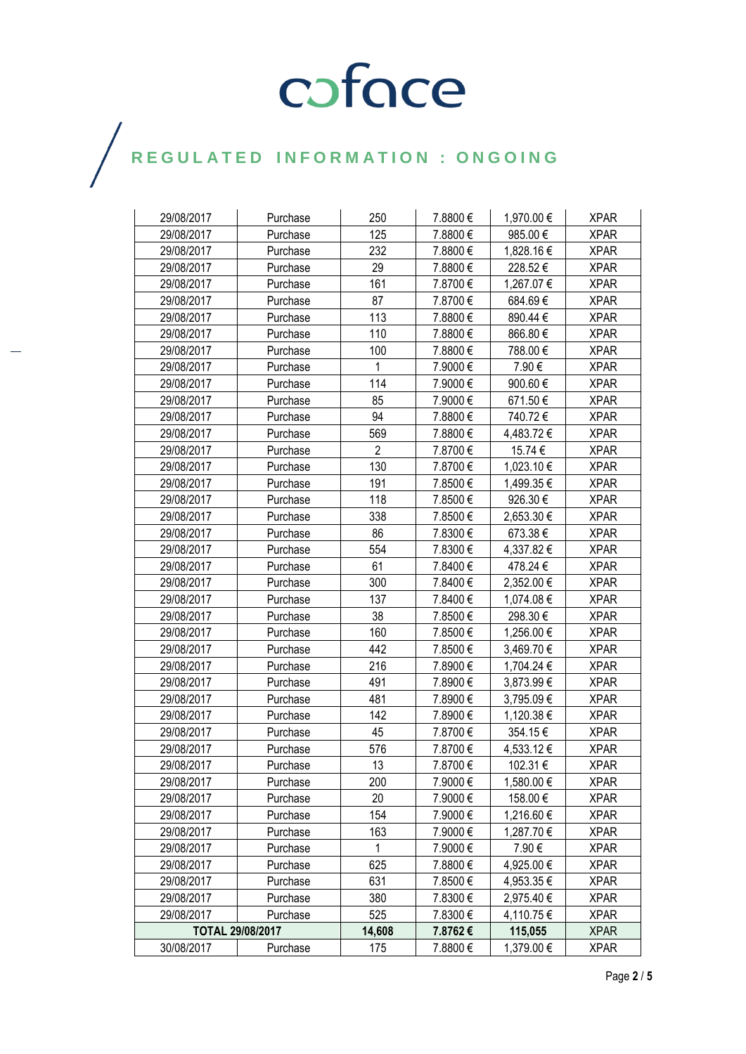# REGULATED INFORMATION : ONGOING

| | | | | | |
|---|---|---|---|---|---|
| 29/08/2017 | Purchase | 250 | 7.8800 € | 1,970.00 € | XPAR |
| 29/08/2017 | Purchase | 125 | 7.8800 € | 985.00 € | XPAR |
| 29/08/2017 | Purchase | 232 | 7.8800 € | 1,828.16 € | XPAR |
| 29/08/2017 | Purchase | 29 | 7.8800 € | 228.52 € | XPAR |
| 29/08/2017 | Purchase | 161 | 7.8700 € | 1,267.07 € | XPAR |
| 29/08/2017 | Purchase | 87 | 7.8700 € | 684.69 € | XPAR |
| 29/08/2017 | Purchase | 113 | 7.8800 € | 890.44 € | XPAR |
| 29/08/2017 | Purchase | 110 | 7.8800 € | 866.80 € | XPAR |
| 29/08/2017 | Purchase | 100 | 7.8800 € | 788.00 € | XPAR |
| 29/08/2017 | Purchase | 1 | 7.9000 € | 7.90 € | XPAR |
| 29/08/2017 | Purchase | 114 | 7.9000 € | 900.60 € | XPAR |
| 29/08/2017 | Purchase | 85 | 7.9000 € | 671.50 € | XPAR |
| 29/08/2017 | Purchase | 94 | 7.8800 € | 740.72 € | XPAR |
| 29/08/2017 | Purchase | 569 | 7.8800 € | 4,483.72 € | XPAR |
| 29/08/2017 | Purchase | 2 | 7.8700 € | 15.74 € | XPAR |
| 29/08/2017 | Purchase | 130 | 7.8700 € | 1,023.10 € | XPAR |
| 29/08/2017 | Purchase | 191 | 7.8500 € | 1,499.35 € | XPAR |
| 29/08/2017 | Purchase | 118 | 7.8500 € | 926.30 € | XPAR |
| 29/08/2017 | Purchase | 338 | 7.8500 € | 2,653.30 € | XPAR |
| 29/08/2017 | Purchase | 86 | 7.8300 € | 673.38 € | XPAR |
| 29/08/2017 | Purchase | 554 | 7.8300 € | 4,337.82 € | XPAR |
| 29/08/2017 | Purchase | 61 | 7.8400 € | 478.24 € | XPAR |
| 29/08/2017 | Purchase | 300 | 7.8400 € | 2,352.00 € | XPAR |
| 29/08/2017 | Purchase | 137 | 7.8400 € | 1,074.08 € | XPAR |
| 29/08/2017 | Purchase | 38 | 7.8500 € | 298.30 € | XPAR |
| 29/08/2017 | Purchase | 160 | 7.8500 € | 1,256.00 € | XPAR |
| 29/08/2017 | Purchase | 442 | 7.8500 € | 3,469.70 € | XPAR |
| 29/08/2017 | Purchase | 216 | 7.8900 € | 1,704.24 € | XPAR |
| 29/08/2017 | Purchase | 491 | 7.8900 € | 3,873.99 € | XPAR |
| 29/08/2017 | Purchase | 481 | 7.8900 € | 3,795.09 € | XPAR |
| 29/08/2017 | Purchase | 142 | 7.8900 € | 1,120.38 € | XPAR |
| 29/08/2017 | Purchase | 45 | 7.8700 € | 354.15 € | XPAR |
| 29/08/2017 | Purchase | 576 | 7.8700 € | 4,533.12 € | XPAR |
| 29/08/2017 | Purchase | 13 | 7.8700 € | 102.31 € | XPAR |
| 29/08/2017 | Purchase | 200 | 7.9000 € | 1,580.00 € | XPAR |
| 29/08/2017 | Purchase | 20 | 7.9000 € | 158.00 € | XPAR |
| 29/08/2017 | Purchase | 154 | 7.9000 € | 1,216.60 € | XPAR |
| 29/08/2017 | Purchase | 163 | 7.9000 € | 1,287.70 € | XPAR |
| 29/08/2017 | Purchase | 1 | 7.9000 € | 7.90 € | XPAR |
| 29/08/2017 | Purchase | 625 | 7.8800 € | 4,925.00 € | XPAR |
| 29/08/2017 | Purchase | 631 | 7.8500 € | 4,953.35 € | XPAR |
| 29/08/2017 | Purchase | 380 | 7.8300 € | 2,975.40 € | XPAR |
| 29/08/2017 | Purchase | 525 | 7.8300 € | 4,110.75 € | XPAR |
| **TOTAL 29/08/2017** | | **14,608** | **7.8762 €** | **115,055** | XPAR |
| 30/08/2017 | Purchase | 175 | 7.8800 € | 1,379.00 € | XPAR |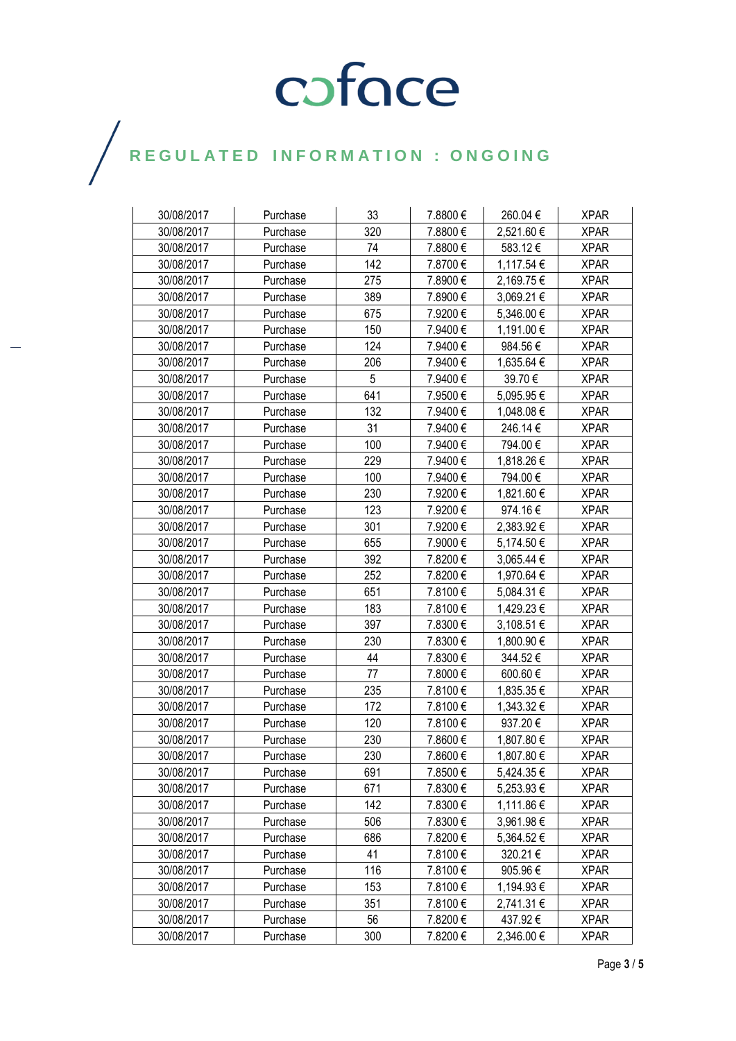# coface

## REGULATED INFORMATION : ONGOING

| | | | | | |
|---|---|---|---|---|---|
| 30/08/2017 | Purchase | 33 | 7.8800 € | 260.04 € | XPAR |
| 30/08/2017 | Purchase | 320 | 7.8800 € | 2,521.60 € | XPAR |
| 30/08/2017 | Purchase | 74 | 7.8800 € | 583.12 € | XPAR |
| 30/08/2017 | Purchase | 142 | 7.8700 € | 1,117.54 € | XPAR |
| 30/08/2017 | Purchase | 275 | 7.8900 € | 2,169.75 € | XPAR |
| 30/08/2017 | Purchase | 389 | 7.8900 € | 3,069.21 € | XPAR |
| 30/08/2017 | Purchase | 675 | 7.9200 € | 5,346.00 € | XPAR |
| 30/08/2017 | Purchase | 150 | 7.9400 € | 1,191.00 € | XPAR |
| 30/08/2017 | Purchase | 124 | 7.9400 € | 984.56 € | XPAR |
| 30/08/2017 | Purchase | 206 | 7.9400 € | 1,635.64 € | XPAR |
| 30/08/2017 | Purchase | 5 | 7.9400 € | 39.70 € | XPAR |
| 30/08/2017 | Purchase | 641 | 7.9500 € | 5,095.95 € | XPAR |
| 30/08/2017 | Purchase | 132 | 7.9400 € | 1,048.08 € | XPAR |
| 30/08/2017 | Purchase | 31 | 7.9400 € | 246.14 € | XPAR |
| 30/08/2017 | Purchase | 100 | 7.9400 € | 794.00 € | XPAR |
| 30/08/2017 | Purchase | 229 | 7.9400 € | 1,818.26 € | XPAR |
| 30/08/2017 | Purchase | 100 | 7.9400 € | 794.00 € | XPAR |
| 30/08/2017 | Purchase | 230 | 7.9200 € | 1,821.60 € | XPAR |
| 30/08/2017 | Purchase | 123 | 7.9200 € | 974.16 € | XPAR |
| 30/08/2017 | Purchase | 301 | 7.9200 € | 2,383.92 € | XPAR |
| 30/08/2017 | Purchase | 655 | 7.9000 € | 5,174.50 € | XPAR |
| 30/08/2017 | Purchase | 392 | 7.8200 € | 3,065.44 € | XPAR |
| 30/08/2017 | Purchase | 252 | 7.8200 € | 1,970.64 € | XPAR |
| 30/08/2017 | Purchase | 651 | 7.8100 € | 5,084.31 € | XPAR |
| 30/08/2017 | Purchase | 183 | 7.8100 € | 1,429.23 € | XPAR |
| 30/08/2017 | Purchase | 397 | 7.8300 € | 3,108.51 € | XPAR |
| 30/08/2017 | Purchase | 230 | 7.8300 € | 1,800.90 € | XPAR |
| 30/08/2017 | Purchase | 44 | 7.8300 € | 344.52 € | XPAR |
| 30/08/2017 | Purchase | 77 | 7.8000 € | 600.60 € | XPAR |
| 30/08/2017 | Purchase | 235 | 7.8100 € | 1,835.35 € | XPAR |
| 30/08/2017 | Purchase | 172 | 7.8100 € | 1,343.32 € | XPAR |
| 30/08/2017 | Purchase | 120 | 7.8100 € | 937.20 € | XPAR |
| 30/08/2017 | Purchase | 230 | 7.8600 € | 1,807.80 € | XPAR |
| 30/08/2017 | Purchase | 230 | 7.8600 € | 1,807.80 € | XPAR |
| 30/08/2017 | Purchase | 691 | 7.8500 € | 5,424.35 € | XPAR |
| 30/08/2017 | Purchase | 671 | 7.8300 € | 5,253.93 € | XPAR |
| 30/08/2017 | Purchase | 142 | 7.8300 € | 1,111.86 € | XPAR |
| 30/08/2017 | Purchase | 506 | 7.8300 € | 3,961.98 € | XPAR |
| 30/08/2017 | Purchase | 686 | 7.8200 € | 5,364.52 € | XPAR |
| 30/08/2017 | Purchase | 41 | 7.8100 € | 320.21 € | XPAR |
| 30/08/2017 | Purchase | 116 | 7.8100 € | 905.96 € | XPAR |
| 30/08/2017 | Purchase | 153 | 7.8100 € | 1,194.93 € | XPAR |
| 30/08/2017 | Purchase | 351 | 7.8100 € | 2,741.31 € | XPAR |
| 30/08/2017 | Purchase | 56 | 7.8200 € | 437.92 € | XPAR |
| 30/08/2017 | Purchase | 300 | 7.8200 € | 2,346.00 € | XPAR |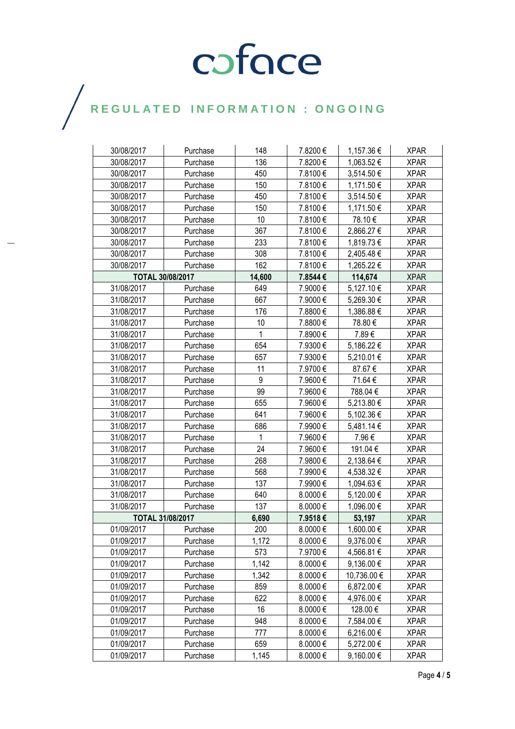# coface

## REGULATED INFORMATION : ONGOING

| | | | | | |
|---|---|---|---|---|---|
| 30/08/2017 | Purchase | 148 | 7.8200 € | 1,157.36 € | XPAR |
| 30/08/2017 | Purchase | 136 | 7.8200 € | 1,063.52 € | XPAR |
| 30/08/2017 | Purchase | 450 | 7.8100 € | 3,514.50 € | XPAR |
| 30/08/2017 | Purchase | 150 | 7.8100 € | 1,171.50 € | XPAR |
| 30/08/2017 | Purchase | 450 | 7.8100 € | 3,514.50 € | XPAR |
| 30/08/2017 | Purchase | 150 | 7.8100 € | 1,171.50 € | XPAR |
| 30/08/2017 | Purchase | 10 | 7.8100 € | 78.10 € | XPAR |
| 30/08/2017 | Purchase | 367 | 7.8100 € | 2,866.27 € | XPAR |
| 30/08/2017 | Purchase | 233 | 7.8100 € | 1,819.73 € | XPAR |
| 30/08/2017 | Purchase | 308 | 7.8100 € | 2,405.48 € | XPAR |
| 30/08/2017 | Purchase | 162 | 7.8100 € | 1,265.22 € | XPAR |
| **TOTAL 30/08/2017** | | **14,600** | **7.8544 €** | **114,674** | XPAR |
| 31/08/2017 | Purchase | 649 | 7.9000 € | 5,127.10 € | XPAR |
| 31/08/2017 | Purchase | 667 | 7.9000 € | 5,269.30 € | XPAR |
| 31/08/2017 | Purchase | 176 | 7.8800 € | 1,386.88 € | XPAR |
| 31/08/2017 | Purchase | 10 | 7.8800 € | 78.80 € | XPAR |
| 31/08/2017 | Purchase | 1 | 7.8900 € | 7.89 € | XPAR |
| 31/08/2017 | Purchase | 654 | 7.9300 € | 5,186.22 € | XPAR |
| 31/08/2017 | Purchase | 657 | 7.9300 € | 5,210.01 € | XPAR |
| 31/08/2017 | Purchase | 11 | 7.9700 € | 87.67 € | XPAR |
| 31/08/2017 | Purchase | 9 | 7.9600 € | 71.64 € | XPAR |
| 31/08/2017 | Purchase | 99 | 7.9600 € | 788.04 € | XPAR |
| 31/08/2017 | Purchase | 655 | 7.9600 € | 5,213.80 € | XPAR |
| 31/08/2017 | Purchase | 641 | 7.9600 € | 5,102.36 € | XPAR |
| 31/08/2017 | Purchase | 686 | 7.9900 € | 5,481.14 € | XPAR |
| 31/08/2017 | Purchase | 1 | 7.9600 € | 7.96 € | XPAR |
| 31/08/2017 | Purchase | 24 | 7.9600 € | 191.04 € | XPAR |
| 31/08/2017 | Purchase | 268 | 7.9800 € | 2,138.64 € | XPAR |
| 31/08/2017 | Purchase | 568 | 7.9900 € | 4,538.32 € | XPAR |
| 31/08/2017 | Purchase | 137 | 7.9900 € | 1,094.63 € | XPAR |
| 31/08/2017 | Purchase | 640 | 8.0000 € | 5,120.00 € | XPAR |
| 31/08/2017 | Purchase | 137 | 8.0000 € | 1,096.00 € | XPAR |
| **TOTAL 31/08/2017** | | **6,690** | **7.9518 €** | **53,197** | XPAR |
| 01/09/2017 | Purchase | 200 | 8.0000 € | 1,600.00 € | XPAR |
| 01/09/2017 | Purchase | 1,172 | 8.0000 € | 9,376.00 € | XPAR |
| 01/09/2017 | Purchase | 573 | 7.9700 € | 4,566.81 € | XPAR |
| 01/09/2017 | Purchase | 1,142 | 8.0000 € | 9,136.00 € | XPAR |
| 01/09/2017 | Purchase | 1,342 | 8.0000 € | 10,736.00 € | XPAR |
| 01/09/2017 | Purchase | 859 | 8.0000 € | 6,872.00 € | XPAR |
| 01/09/2017 | Purchase | 622 | 8.0000 € | 4,976.00 € | XPAR |
| 01/09/2017 | Purchase | 16 | 8.0000 € | 128.00 € | XPAR |
| 01/09/2017 | Purchase | 948 | 8.0000 € | 7,584.00 € | XPAR |
| 01/09/2017 | Purchase | 777 | 8.0000 € | 6,216.00 € | XPAR |
| 01/09/2017 | Purchase | 659 | 8.0000 € | 5,272.00 € | XPAR |
| 01/09/2017 | Purchase | 1,145 | 8.0000 € | 9,160.00 € | XPAR |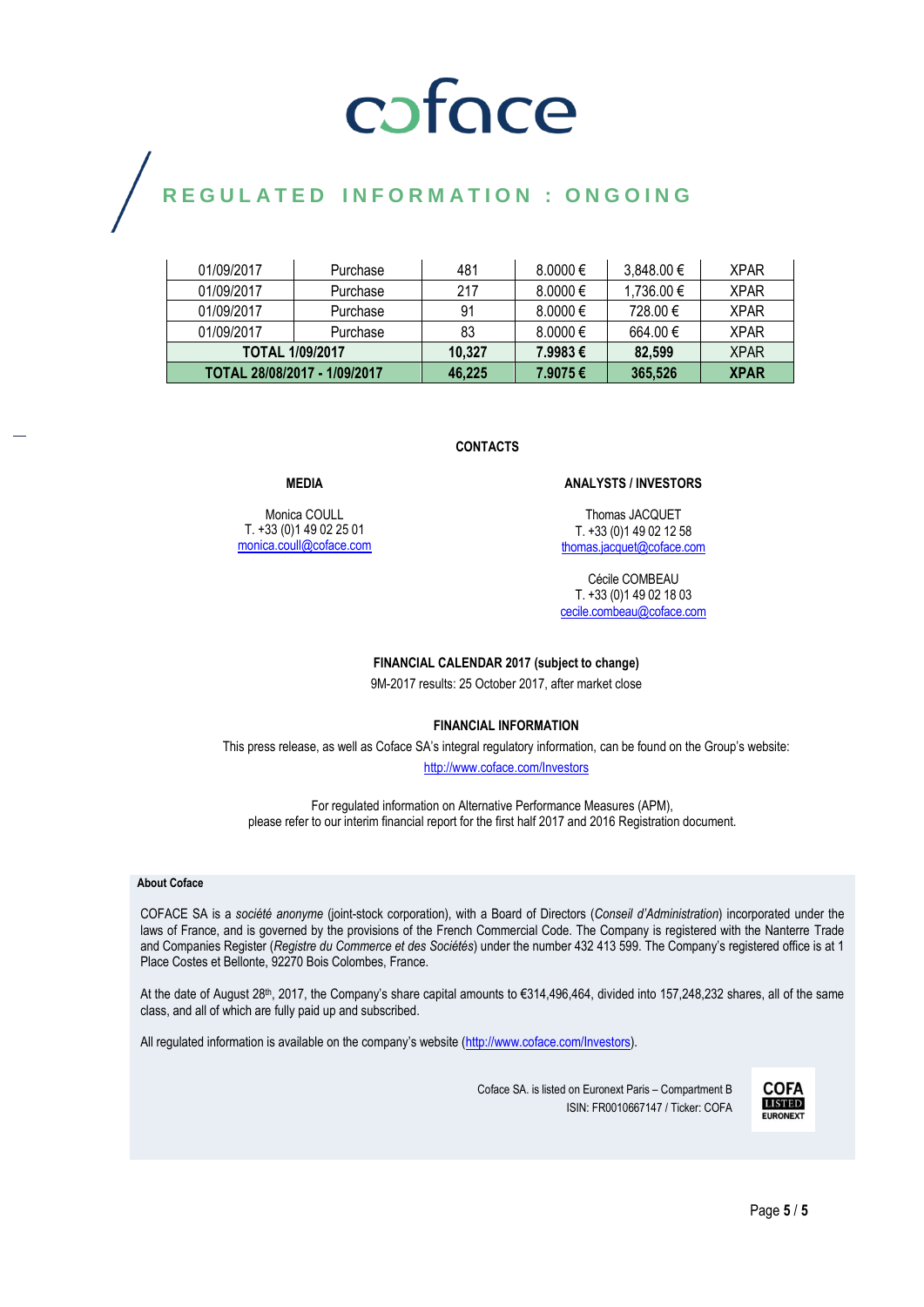| | | | | | |
|---|---|---|---|---|---|
| 01/09/2017 | Purchase | 481 | 8.0000 € | 3,848.00 € | XPAR |
| 01/09/2017 | Purchase | 217 | 8.0000 € | 1,736.00 € | XPAR |
| 01/09/2017 | Purchase | 91 | 8.0000 € | 728.00 € | XPAR |
| 01/09/2017 | Purchase | 83 | 8.0000 € | 664.00 € | XPAR |
| **TOTAL 1/09/2017** | | **10,327** | **7.9983 €** | **82,599** | XPAR |
| **TOTAL 28/08/2017 - 1/09/2017** | | **46,225** | **7.9075 €** | **365,526** | **XPAR** |

**CONTACTS**

**MEDIA**

Monica COULL
T. +33 (0)1 49 02 25 01
monica.coull@coface.com

**ANALYSTS / INVESTORS**

Thomas JACQUET
T. +33 (0)1 49 02 12 58
thomas.jacquet@coface.com

Cécile COMBEAU
T. +33 (0)1 49 02 18 03
cecile.combeau@coface.com

**FINANCIAL CALENDAR 2017 (subject to change)**

9M-2017 results: 25 October 2017, after market close

**FINANCIAL INFORMATION**

This press release, as well as Coface SA's integral regulatory information, can be found on the Group's website: http://www.coface.com/Investors

For regulated information on Alternative Performance Measures (APM), please refer to our interim financial report for the first half 2017 and 2016 Registration document.

**About Coface**

COFACE SA is a *société anonyme* (joint-stock corporation), with a Board of Directors (*Conseil d'Administration*) incorporated under the laws of France, and is governed by the provisions of the French Commercial Code. The Company is registered with the Nanterre Trade and Companies Register (*Registre du Commerce et des Sociétés*) under the number 432 413 599. The Company's registered office is at 1 Place Costes et Bellonte, 92270 Bois Colombes, France.

At the date of August 28th, 2017, the Company's share capital amounts to €314,496,464, divided into 157,248,232 shares, all of the same class, and all of which are fully paid up and subscribed.

All regulated information is available on the company's website (http://www.coface.com/Investors).

Coface SA. is listed on Euronext Paris – Compartment B
ISIN: FR0010667147 / Ticker: COFA